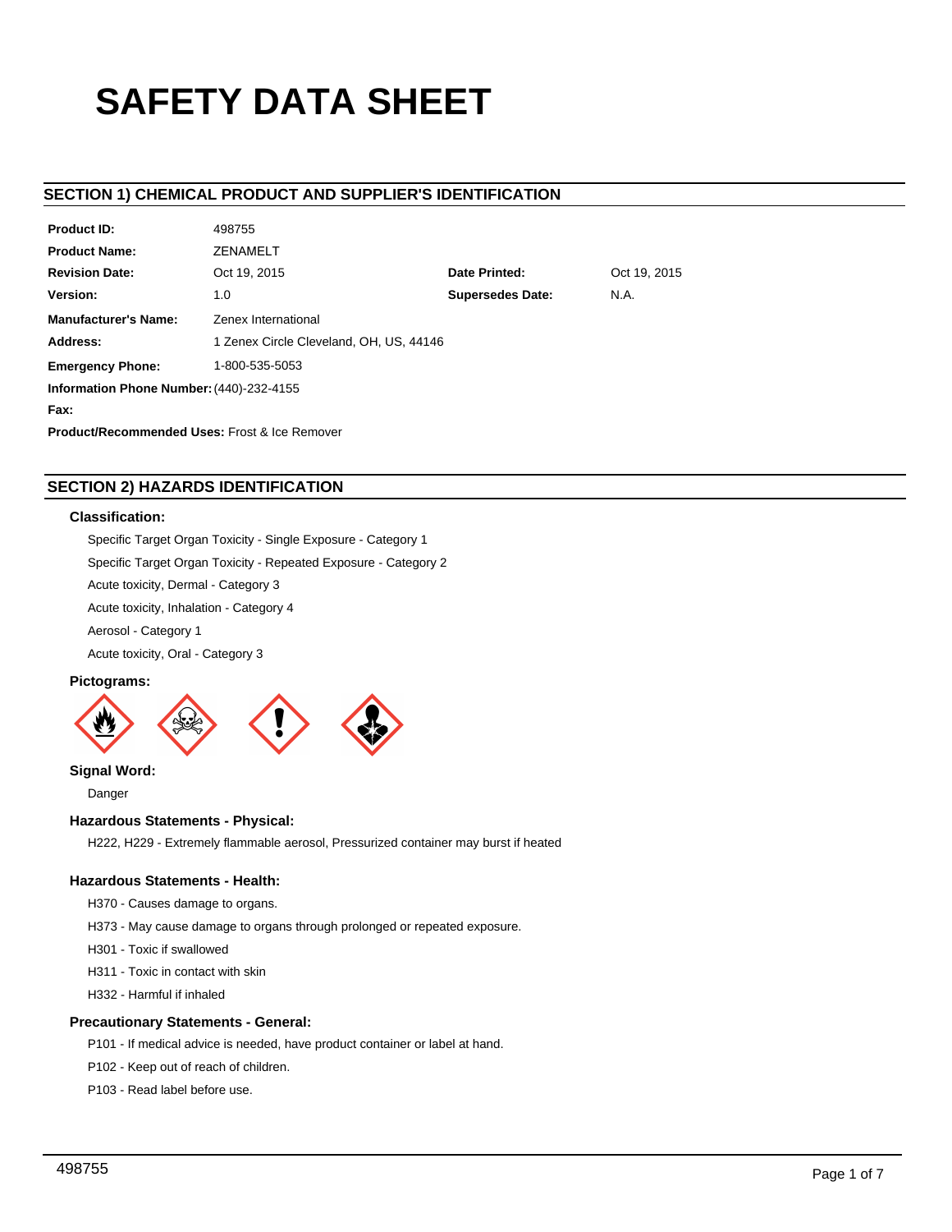# SAFETY DATA SHEET

## SECTION 1) CHEMICAL PRODUCT AND SUPPLIER'S IDENTIFICATION

| | | | |
|---|---|---|---|
| **Product ID:** | 498755 | | |
| **Product Name:** | ZENAMELT | | |
| **Revision Date:** | Oct 19, 2015 | **Date Printed:** | Oct 19, 2015 |
| **Version:** | 1.0 | **Supersedes Date:** | N.A. |
| **Manufacturer's Name:** | Zenex International | | |
| **Address:** | 1 Zenex Circle Cleveland, OH, US, 44146 | | |
| **Emergency Phone:** | 1-800-535-5053 | | |
| **Information Phone Number:** | (440)-232-4155 | | |
| **Fax:** | | | |

**Product/Recommended Uses:** Frost & Ice Remover

## SECTION 2) HAZARDS IDENTIFICATION

### Classification:

Specific Target Organ Toxicity - Single Exposure - Category 1

Specific Target Organ Toxicity - Repeated Exposure - Category 2

Acute toxicity, Dermal - Category 3

Acute toxicity, Inhalation - Category 4

Aerosol - Category 1

Acute toxicity, Oral - Category 3

### Pictograms:

### Signal Word:

Danger

### Hazardous Statements - Physical:

H222, H229 - Extremely flammable aerosol, Pressurized container may burst if heated

### Hazardous Statements - Health:

H370 - Causes damage to organs.

H373 - May cause damage to organs through prolonged or repeated exposure.

H301 - Toxic if swallowed

H311 - Toxic in contact with skin

H332 - Harmful if inhaled

### Precautionary Statements - General:

P101 - If medical advice is needed, have product container or label at hand.

P102 - Keep out of reach of children.

P103 - Read label before use.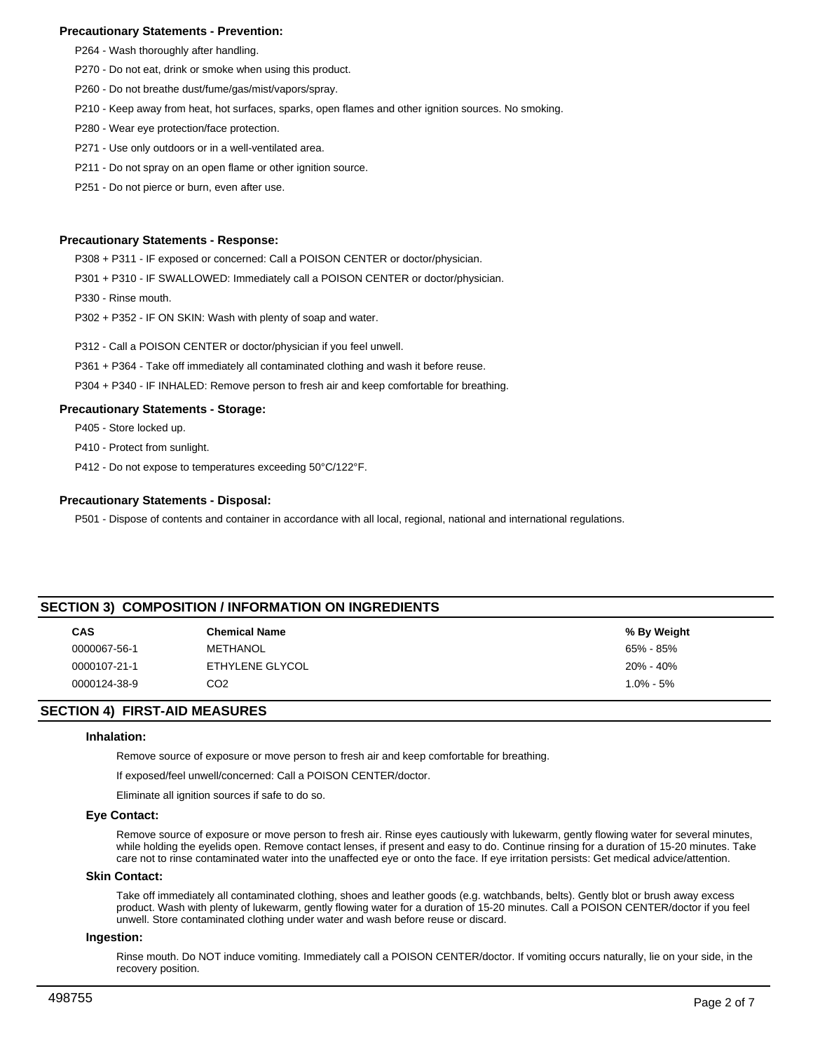**Precautionary Statements - Prevention:**

P264 - Wash thoroughly after handling.

P270 - Do not eat, drink or smoke when using this product.

P260 - Do not breathe dust/fume/gas/mist/vapors/spray.

P210 - Keep away from heat, hot surfaces, sparks, open flames and other ignition sources. No smoking.

P280 - Wear eye protection/face protection.

P271 - Use only outdoors or in a well-ventilated area.

P211 - Do not spray on an open flame or other ignition source.

P251 - Do not pierce or burn, even after use.

**Precautionary Statements - Response:**

P308 + P311 - IF exposed or concerned: Call a POISON CENTER or doctor/physician.

P301 + P310 - IF SWALLOWED: Immediately call a POISON CENTER or doctor/physician.

P330 - Rinse mouth.

P302 + P352 - IF ON SKIN: Wash with plenty of soap and water.

P312 - Call a POISON CENTER or doctor/physician if you feel unwell.

P361 + P364 - Take off immediately all contaminated clothing and wash it before reuse.

P304 + P340 - IF INHALED: Remove person to fresh air and keep comfortable for breathing.

**Precautionary Statements - Storage:**

P405 - Store locked up.

P410 - Protect from sunlight.

P412 - Do not expose to temperatures exceeding 50°C/122°F.

**Precautionary Statements - Disposal:**

P501 - Dispose of contents and container in accordance with all local, regional, national and international regulations.

## SECTION 3) COMPOSITION / INFORMATION ON INGREDIENTS

| CAS | Chemical Name | % By Weight |
|---|---|---|
| 0000067-56-1 | METHANOL | 65% - 85% |
| 0000107-21-1 | ETHYLENE GLYCOL | 20% - 40% |
| 0000124-38-9 | $CO_2$ | 1.0% - 5% |

## SECTION 4) FIRST-AID MEASURES

### Inhalation:

Remove source of exposure or move person to fresh air and keep comfortable for breathing.

If exposed/feel unwell/concerned: Call a POISON CENTER/doctor.

Eliminate all ignition sources if safe to do so.

### Eye Contact:

Remove source of exposure or move person to fresh air. Rinse eyes cautiously with lukewarm, gently flowing water for several minutes, while holding the eyelids open. Remove contact lenses, if present and easy to do. Continue rinsing for a duration of 15-20 minutes. Take care not to rinse contaminated water into the unaffected eye or onto the face. If eye irritation persists: Get medical advice/attention.

### Skin Contact:

Take off immediately all contaminated clothing, shoes and leather goods (e.g. watchbands, belts). Gently blot or brush away excess product. Wash with plenty of lukewarm, gently flowing water for a duration of 15-20 minutes. Call a POISON CENTER/doctor if you feel unwell. Store contaminated clothing under water and wash before reuse or discard.

### Ingestion:

Rinse mouth. Do NOT induce vomiting. Immediately call a POISON CENTER/doctor. If vomiting occurs naturally, lie on your side, in the recovery position.

498755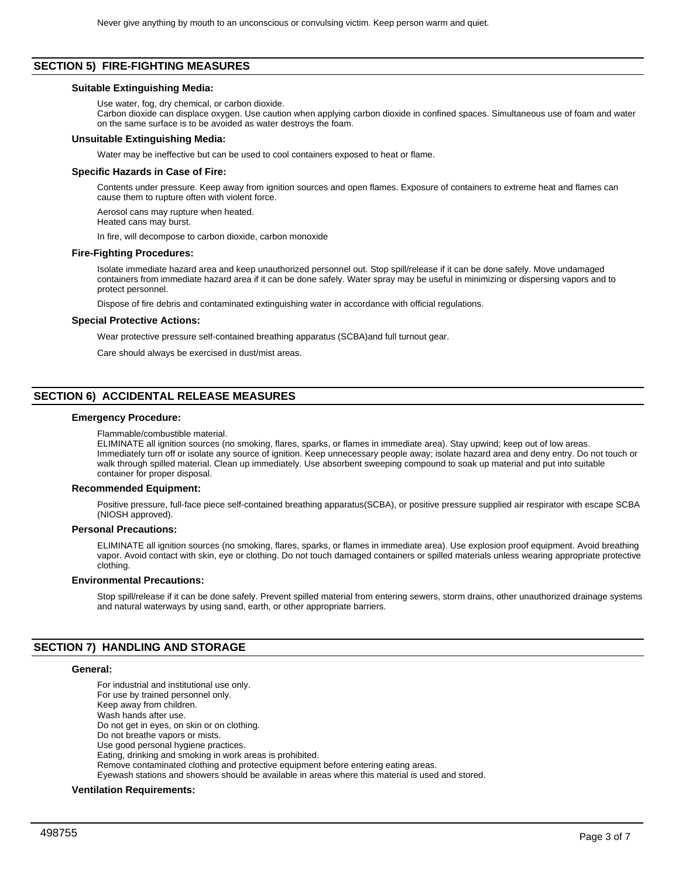Never give anything by mouth to an unconscious or convulsing victim. Keep person warm and quiet.

## SECTION 5) FIRE-FIGHTING MEASURES

### Suitable Extinguishing Media:

Use water, fog, dry chemical, or carbon dioxide.
Carbon dioxide can displace oxygen. Use caution when applying carbon dioxide in confined spaces. Simultaneous use of foam and water on the same surface is to be avoided as water destroys the foam.

### Unsuitable Extinguishing Media:

Water may be ineffective but can be used to cool containers exposed to heat or flame.

### Specific Hazards in Case of Fire:

Contents under pressure. Keep away from ignition sources and open flames. Exposure of containers to extreme heat and flames can cause them to rupture often with violent force.

Aerosol cans may rupture when heated.
Heated cans may burst.

In fire, will decompose to carbon dioxide, carbon monoxide

### Fire-Fighting Procedures:

Isolate immediate hazard area and keep unauthorized personnel out. Stop spill/release if it can be done safely. Move undamaged containers from immediate hazard area if it can be done safely. Water spray may be useful in minimizing or dispersing vapors and to protect personnel.

Dispose of fire debris and contaminated extinguishing water in accordance with official regulations.

### Special Protective Actions:

Wear protective pressure self-contained breathing apparatus (SCBA)and full turnout gear.

Care should always be exercised in dust/mist areas.

## SECTION 6) ACCIDENTAL RELEASE MEASURES

### Emergency Procedure:

Flammable/combustible material.
ELIMINATE all ignition sources (no smoking, flares, sparks, or flames in immediate area). Stay upwind; keep out of low areas. Immediately turn off or isolate any source of ignition. Keep unnecessary people away; isolate hazard area and deny entry. Do not touch or walk through spilled material. Clean up immediately. Use absorbent sweeping compound to soak up material and put into suitable container for proper disposal.

### Recommended Equipment:

Positive pressure, full-face piece self-contained breathing apparatus(SCBA), or positive pressure supplied air respirator with escape SCBA (NIOSH approved).

### Personal Precautions:

ELIMINATE all ignition sources (no smoking, flares, sparks, or flames in immediate area). Use explosion proof equipment. Avoid breathing vapor. Avoid contact with skin, eye or clothing. Do not touch damaged containers or spilled materials unless wearing appropriate protective clothing.

### Environmental Precautions:

Stop spill/release if it can be done safely. Prevent spilled material from entering sewers, storm drains, other unauthorized drainage systems and natural waterways by using sand, earth, or other appropriate barriers.

## SECTION 7) HANDLING AND STORAGE

### General:

For industrial and institutional use only.
For use by trained personnel only.
Keep away from children.
Wash hands after use.
Do not get in eyes, on skin or on clothing.
Do not breathe vapors or mists.
Use good personal hygiene practices.
Eating, drinking and smoking in work areas is prohibited.
Remove contaminated clothing and protective equipment before entering eating areas.
Eyewash stations and showers should be available in areas where this material is used and stored.

### Ventilation Requirements: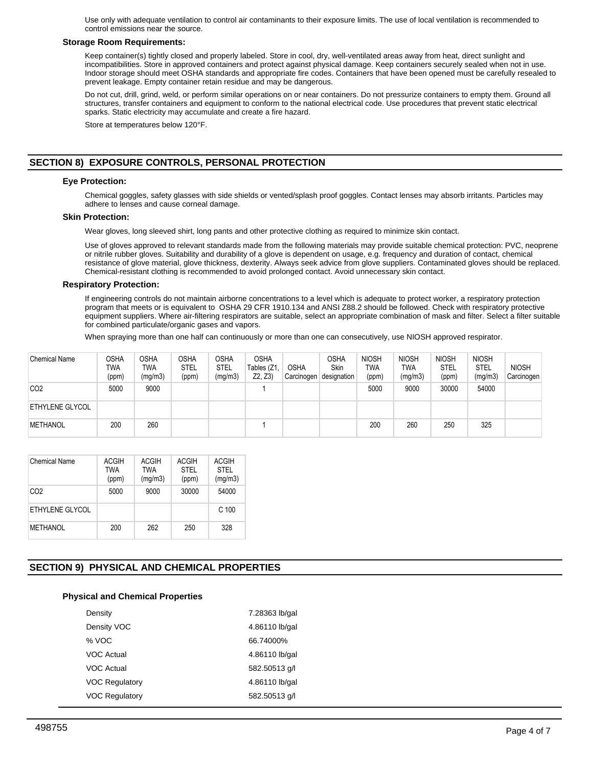Use only with adequate ventilation to control air contaminants to their exposure limits. The use of local ventilation is recommended to control emissions near the source.

**Storage Room Requirements:**

Keep container(s) tightly closed and properly labeled. Store in cool, dry, well-ventilated areas away from heat, direct sunlight and incompatibilities. Store in approved containers and protect against physical damage. Keep containers securely sealed when not in use. Indoor storage should meet OSHA standards and appropriate fire codes. Containers that have been opened must be carefully resealed to prevent leakage. Empty container retain residue and may be dangerous.

Do not cut, drill, grind, weld, or perform similar operations on or near containers. Do not pressurize containers to empty them. Ground all structures, transfer containers and equipment to conform to the national electrical code. Use procedures that prevent static electrical sparks. Static electricity may accumulate and create a fire hazard.

Store at temperatures below 120°F.

## SECTION 8) EXPOSURE CONTROLS, PERSONAL PROTECTION

**Eye Protection:**

Chemical goggles, safety glasses with side shields or vented/splash proof goggles. Contact lenses may absorb irritants. Particles may adhere to lenses and cause corneal damage.

**Skin Protection:**

Wear gloves, long sleeved shirt, long pants and other protective clothing as required to minimize skin contact.

Use of gloves approved to relevant standards made from the following materials may provide suitable chemical protection: PVC, neoprene or nitrile rubber gloves. Suitability and durability of a glove is dependent on usage, e.g. frequency and duration of contact, chemical resistance of glove material, glove thickness, dexterity. Always seek advice from glove suppliers. Contaminated gloves should be replaced. Chemical-resistant clothing is recommended to avoid prolonged contact. Avoid unnecessary skin contact.

**Respiratory Protection:**

If engineering controls do not maintain airborne concentrations to a level which is adequate to protect worker, a respiratory protection program that meets or is equivalent to OSHA 29 CFR 1910.134 and ANSI Z88.2 should be followed. Check with respiratory protective equipment suppliers. Where air-filtering respirators are suitable, select an appropriate combination of mask and filter. Select a filter suitable for combined particulate/organic gases and vapors.

When spraying more than one half can continuously or more than one can consecutively, use NIOSH approved respirator.

| Chemical Name | OSHA TWA (ppm) | OSHA TWA (mg/m3) | OSHA STEL (ppm) | OSHA STEL (mg/m3) | OSHA Tables (Z1, Z2, Z3) | OSHA Carcinogen | OSHA Skin designation | NIOSH TWA (ppm) | NIOSH TWA (mg/m3) | NIOSH STEL (ppm) | NIOSH STEL (mg/m3) | NIOSH Carcinogen |
|---|---|---|---|---|---|---|---|---|---|---|---|---|
| CO2 | 5000 | 9000 | | | 1 | | | 5000 | 9000 | 30000 | 54000 | |
| ETHYLENE GLYCOL | | | | | | | | | | | | |
| METHANOL | 200 | 260 | | | 1 | | | 200 | 260 | 250 | 325 | |

| Chemical Name | ACGIH TWA (ppm) | ACGIH TWA (mg/m3) | ACGIH STEL (ppm) | ACGIH STEL (mg/m3) |
|---|---|---|---|---|
| CO2 | 5000 | 9000 | 30000 | 54000 |
| ETHYLENE GLYCOL | | | | C 100 |
| METHANOL | 200 | 262 | 250 | 328 |

## SECTION 9) PHYSICAL AND CHEMICAL PROPERTIES

**Physical and Chemical Properties**

| | |
|---|---|
| Density | 7.28363 lb/gal |
| Density VOC | 4.86110 lb/gal |
| % VOC | 66.74000% |
| VOC Actual | 4.86110 lb/gal |
| VOC Actual | 582.50513 g/l |
| VOC Regulatory | 4.86110 lb/gal |
| VOC Regulatory | 582.50513 g/l |

498755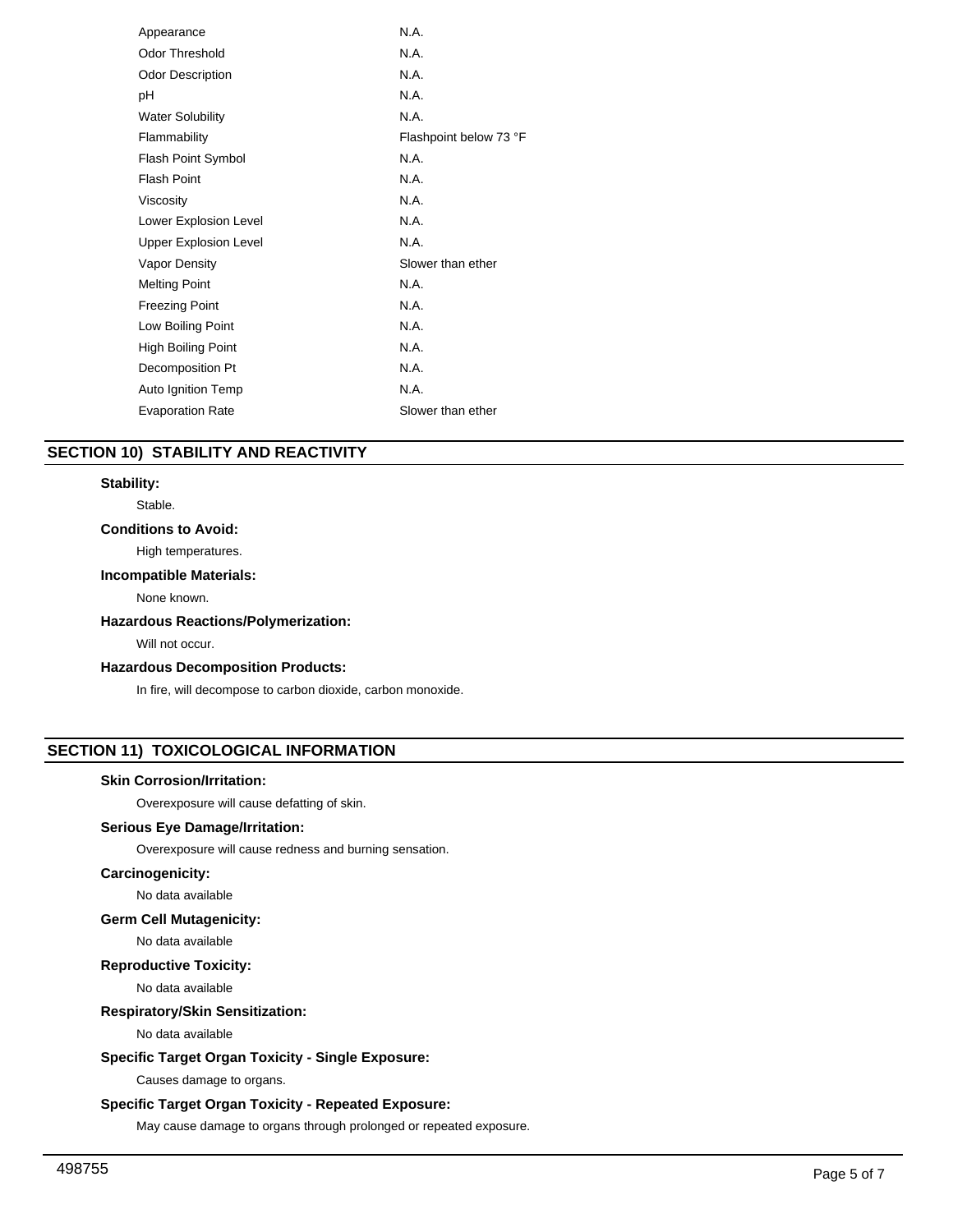| Property | Value |
|---|---|
| Appearance | N.A. |
| Odor Threshold | N.A. |
| Odor Description | N.A. |
| pH | N.A. |
| Water Solubility | N.A. |
| Flammability | Flashpoint below 73 °F |
| Flash Point Symbol | N.A. |
| Flash Point | N.A. |
| Viscosity | N.A. |
| Lower Explosion Level | N.A. |
| Upper Explosion Level | N.A. |
| Vapor Density | Slower than ether |
| Melting Point | N.A. |
| Freezing Point | N.A. |
| Low Boiling Point | N.A. |
| High Boiling Point | N.A. |
| Decomposition Pt | N.A. |
| Auto Ignition Temp | N.A. |
| Evaporation Rate | Slower than ether |

## SECTION 10) STABILITY AND REACTIVITY

**Stability:**

Stable.

**Conditions to Avoid:**

High temperatures.

**Incompatible Materials:**

None known.

**Hazardous Reactions/Polymerization:**

Will not occur.

**Hazardous Decomposition Products:**

In fire, will decompose to carbon dioxide, carbon monoxide.

## SECTION 11) TOXICOLOGICAL INFORMATION

**Skin Corrosion/Irritation:**

Overexposure will cause defatting of skin.

**Serious Eye Damage/Irritation:**

Overexposure will cause redness and burning sensation.

**Carcinogenicity:**

No data available

**Germ Cell Mutagenicity:**

No data available

**Reproductive Toxicity:**

No data available

**Respiratory/Skin Sensitization:**

No data available

**Specific Target Organ Toxicity - Single Exposure:**

Causes damage to organs.

**Specific Target Organ Toxicity - Repeated Exposure:**

May cause damage to organs through prolonged or repeated exposure.

498755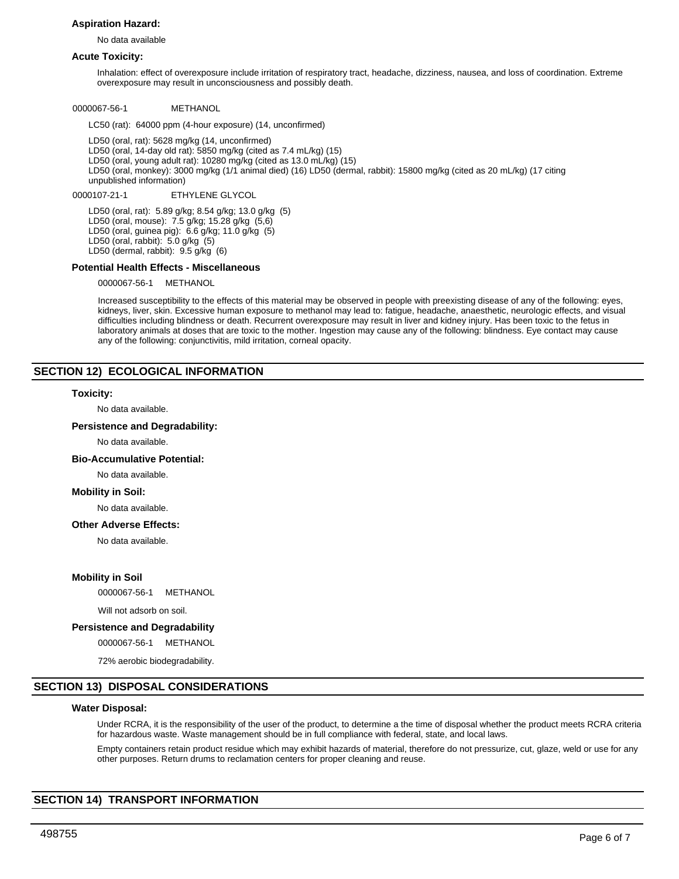**Aspiration Hazard:**

No data available

**Acute Toxicity:**

Inhalation: effect of overexposure include irritation of respiratory tract, headache, dizziness, nausea, and loss of coordination. Extreme overexposure may result in unconsciousness and possibly death.

0000067-56-1 METHANOL

LC50 (rat): 64000 ppm (4-hour exposure) (14, unconfirmed)

LD50 (oral, rat): 5628 mg/kg (14, unconfirmed)
LD50 (oral, 14-day old rat): 5850 mg/kg (cited as 7.4 mL/kg) (15)
LD50 (oral, young adult rat): 10280 mg/kg (cited as 13.0 mL/kg) (15)
LD50 (oral, monkey): 3000 mg/kg (1/1 animal died) (16) LD50 (dermal, rabbit): 15800 mg/kg (cited as 20 mL/kg) (17 citing unpublished information)

0000107-21-1 ETHYLENE GLYCOL

LD50 (oral, rat): 5.89 g/kg; 8.54 g/kg; 13.0 g/kg (5)
LD50 (oral, mouse): 7.5 g/kg; 15.28 g/kg (5,6)
LD50 (oral, guinea pig): 6.6 g/kg; 11.0 g/kg (5)
LD50 (oral, rabbit): 5.0 g/kg (5)
LD50 (dermal, rabbit): 9.5 g/kg (6)

**Potential Health Effects - Miscellaneous**

0000067-56-1 METHANOL

Increased susceptibility to the effects of this material may be observed in people with preexisting disease of any of the following: eyes, kidneys, liver, skin. Excessive human exposure to methanol may lead to: fatigue, headache, anaesthetic, neurologic effects, and visual difficulties including blindness or death. Recurrent overexposure may result in liver and kidney injury. Has been toxic to the fetus in laboratory animals at doses that are toxic to the mother. Ingestion may cause any of the following: blindness. Eye contact may cause any of the following: conjunctivitis, mild irritation, corneal opacity.

## SECTION 12) ECOLOGICAL INFORMATION

**Toxicity:**

No data available.

**Persistence and Degradability:**

No data available.

**Bio-Accumulative Potential:**

No data available.

**Mobility in Soil:**

No data available.

**Other Adverse Effects:**

No data available.

**Mobility in Soil**

0000067-56-1 METHANOL

Will not adsorb on soil.

**Persistence and Degradability**

0000067-56-1 METHANOL

72% aerobic biodegradability.

## SECTION 13) DISPOSAL CONSIDERATIONS

**Water Disposal:**

Under RCRA, it is the responsibility of the user of the product, to determine a the time of disposal whether the product meets RCRA criteria for hazardous waste. Waste management should be in full compliance with federal, state, and local laws.

Empty containers retain product residue which may exhibit hazards of material, therefore do not pressurize, cut, glaze, weld or use for any other purposes. Return drums to reclamation centers for proper cleaning and reuse.

## SECTION 14) TRANSPORT INFORMATION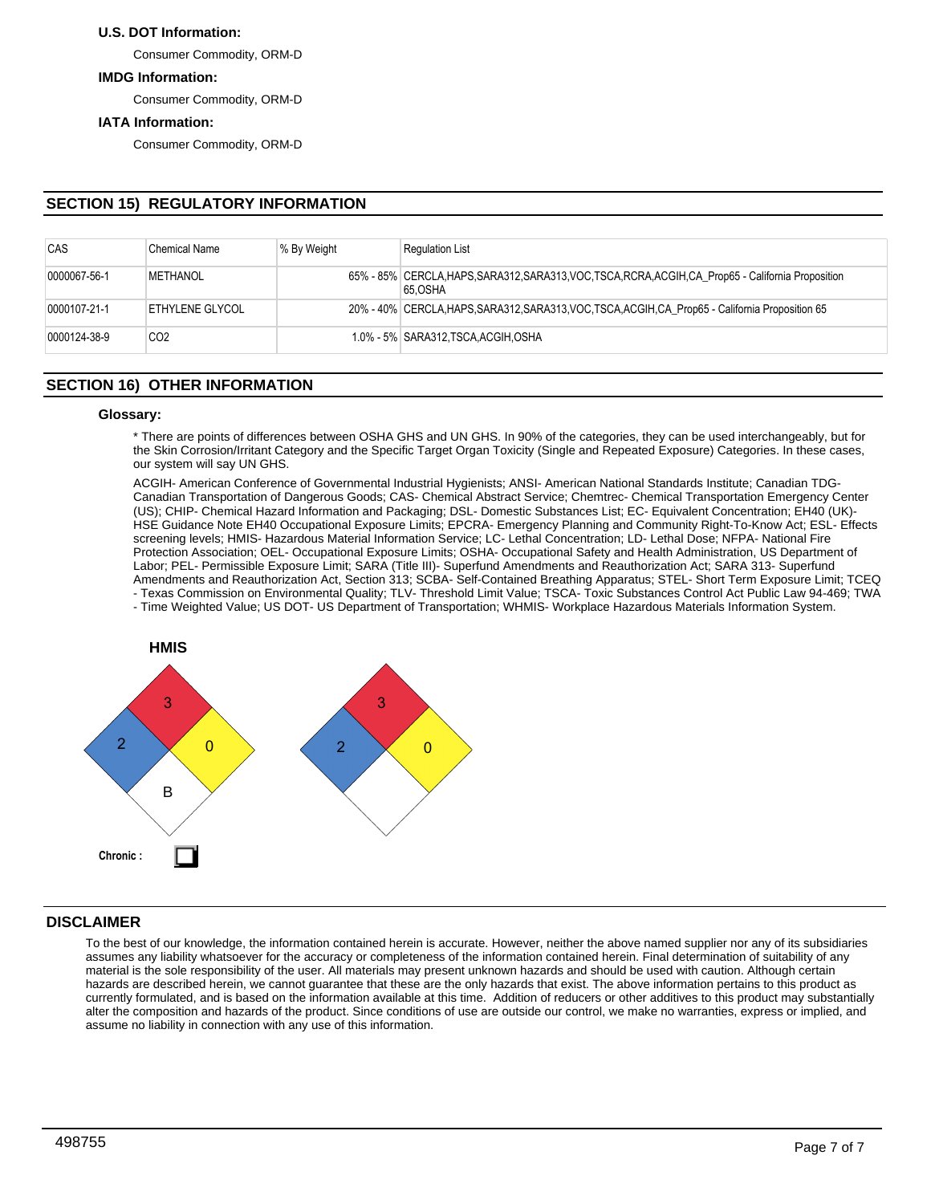**U.S. DOT Information:**

Consumer Commodity, ORM-D

**IMDG Information:**

Consumer Commodity, ORM-D

**IATA Information:**

Consumer Commodity, ORM-D

## SECTION 15) REGULATORY INFORMATION

| CAS | Chemical Name | % By Weight | Regulation List |
|---|---|---|---|
| 0000067-56-1 | METHANOL | 65% - 85% | CERCLA,HAPS,SARA312,SARA313,VOC,TSCA,RCRA,ACGIH,CA_Prop65 - California Proposition 65,OSHA |
| 0000107-21-1 | ETHYLENE GLYCOL | 20% - 40% | CERCLA,HAPS,SARA312,SARA313,VOC,TSCA,ACGIH,CA_Prop65 - California Proposition 65 |
| 0000124-38-9 | CO2 | 1.0% - 5% | SARA312,TSCA,ACGIH,OSHA |

## SECTION 16) OTHER INFORMATION

**Glossary:**

* There are points of differences between OSHA GHS and UN GHS. In 90% of the categories, they can be used interchangeably, but for the Skin Corrosion/Irritant Category and the Specific Target Organ Toxicity (Single and Repeated Exposure) Categories. In these cases, our system will say UN GHS.

ACGIH- American Conference of Governmental Industrial Hygienists; ANSI- American National Standards Institute; Canadian TDG- Canadian Transportation of Dangerous Goods; CAS- Chemical Abstract Service; Chemtrec- Chemical Transportation Emergency Center (US); CHIP- Chemical Hazard Information and Packaging; DSL- Domestic Substances List; EC- Equivalent Concentration; EH40 (UK)- HSE Guidance Note EH40 Occupational Exposure Limits; EPCRA- Emergency Planning and Community Right-To-Know Act; ESL- Effects screening levels; HMIS- Hazardous Material Information Service; LC- Lethal Concentration; LD- Lethal Dose; NFPA- National Fire Protection Association; OEL- Occupational Exposure Limits; OSHA- Occupational Safety and Health Administration, US Department of Labor; PEL- Permissible Exposure Limit; SARA (Title III)- Superfund Amendments and Reauthorization Act; SARA 313- Superfund Amendments and Reauthorization Act, Section 313; SCBA- Self-Contained Breathing Apparatus; STEL- Short Term Exposure Limit; TCEQ - Texas Commission on Environmental Quality; TLV- Threshold Limit Value; TSCA- Toxic Substances Control Act Public Law 94-469; TWA - Time Weighted Value; US DOT- US Department of Transportation; WHMIS- Workplace Hazardous Materials Information System.

**HMIS**

2
3
0
B

2
3
0

**Chronic :** ☐

## DISCLAIMER

To the best of our knowledge, the information contained herein is accurate. However, neither the above named supplier nor any of its subsidiaries assumes any liability whatsoever for the accuracy or completeness of the information contained herein. Final determination of suitability of any material is the sole responsibility of the user. All materials may present unknown hazards and should be used with caution. Although certain hazards are described herein, we cannot guarantee that these are the only hazards that exist. The above information pertains to this product as currently formulated, and is based on the information available at this time. Addition of reducers or other additives to this product may substantially alter the composition and hazards of the product. Since conditions of use are outside our control, we make no warranties, express or implied, and assume no liability in connection with any use of this information.

498755